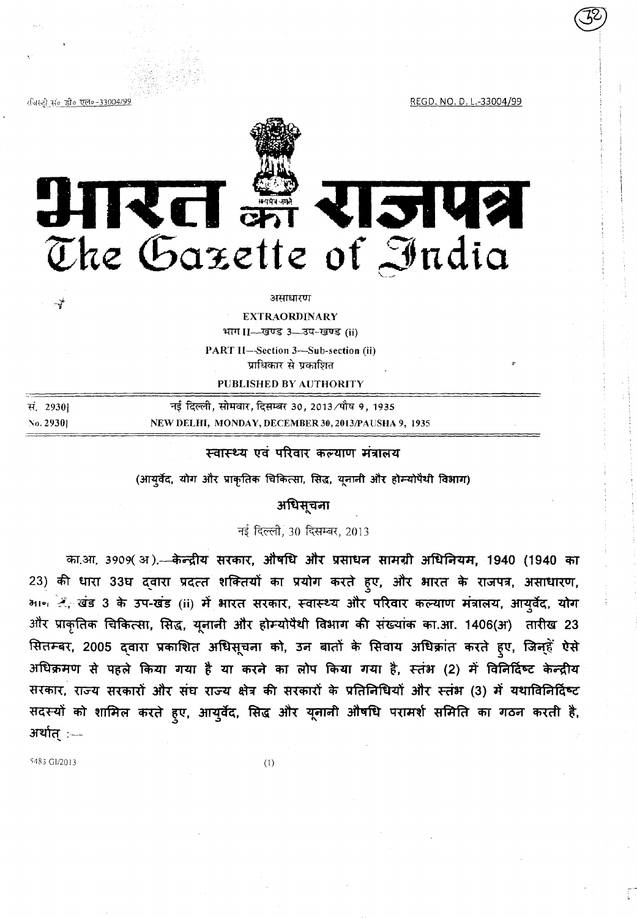रजिस्ट्री सं० डी० एल०-33004/99 REGD. NO. D. L.-33004/99

# भारत का राजपत्र
# The Gazette of India

असाधारण

**EXTRAORDINARY**

भाग II—खण्ड 3—उप-खण्ड (ii)

**PART II—Section 3—Sub-section (ii)**

प्राधिकार से प्रकाशित

**PUBLISHED BY AUTHORITY**

| सं. 2930] | नई दिल्ली, सोमवार, दिसम्बर 30, 2013/पौष 9, 1935 |
|---|---|
| No. 2930] | NEW DELHI, MONDAY, DECEMBER 30, 2013/PAUSHA 9, 1935 |

## स्वास्थ्य एवं परिवार कल्याण मंत्रालय

**(आयुर्वेद, योग और प्राकृतिक चिकित्सा, सिद्ध, यूनानी और होम्योपैथी विभाग)**

## अधिसूचना

नई दिल्ली, 30 दिसम्बर, 2013

का.आ. 3909(अ).—**केन्द्रीय सरकार, औषधि और प्रसाधन सामग्री अधिनियम, 1940 (1940 का 23) की धारा 33घ द्वारा प्रदत्त शक्तियों का प्रयोग करते हुए, और भारत के राजपत्र, असाधारण, भा॰ 2, खंड 3 के उप-खंड (ii) में भारत सरकार, स्वास्थ्य और परिवार कल्याण मंत्रालय, आयुर्वेद, योग और प्राकृतिक चिकित्सा, सिद्ध, यूनानी और होम्योपैथी विभाग की संख्यांक का.आ. 1406(अ) तारीख 23 सितम्बर, 2005 द्वारा प्रकाशित अधिसूचना को, उन बातों के सिवाय अधिक्रांत करते हुए, जिन्हें ऐसे अधिक्रमण से पहले किया गया है या करने का लोप किया गया है, स्तंभ (2) में विनिर्दिष्ट केन्द्रीय सरकार, राज्य सरकारों और संघ राज्य क्षेत्र की सरकारों के प्रतिनिधियों और स्तंभ (3) में यथाविनिर्दिष्ट सदस्यों को शामिल करते हुए, आयुर्वेद, सिद्ध और यूनानी औषधि परामर्श समिति का गठन करती है, अर्थात् :—**

5483 GI/2013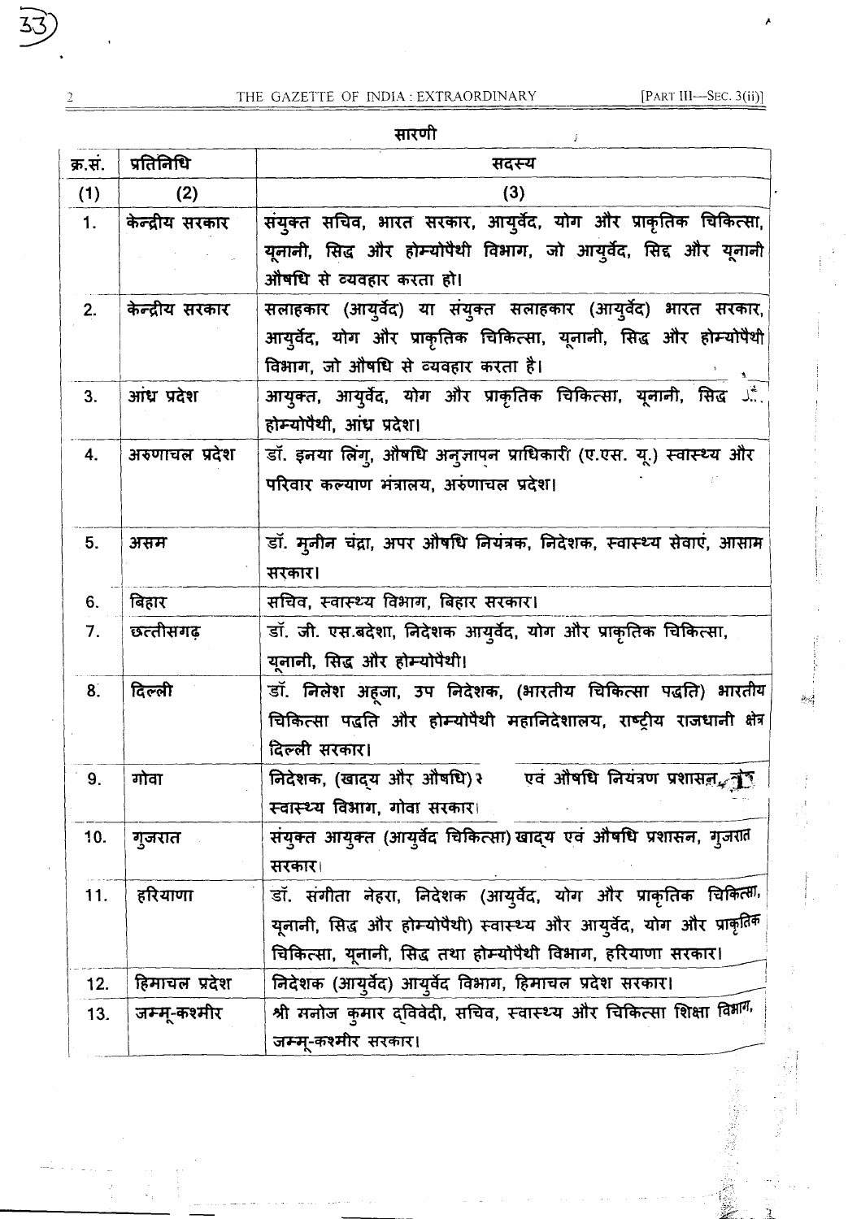सारणी

| क्र.सं. | प्रतिनिधि | सदस्य |
|---|---|---|
| (1) | (2) | (3) |
| 1. | केन्द्रीय सरकार | संयुक्त सचिव, भारत सरकार, आयुर्वेद, योग और प्राकृतिक चिकित्सा, यूनानी, सिद्ध और होम्योपैथी विभाग, जो आयुर्वेद, सिद्द और यूनानी औषधि से व्यवहार करता हो। |
| 2. | केन्द्रीय सरकार | सलाहकार (आयुर्वेद) या संयुक्त सलाहकार (आयुर्वेद) भारत सरकार, आयुर्वेद, योग और प्राकृतिक चिकित्सा, यूनानी, सिद्ध और होम्योपैथी विभाग, जो औषधि से व्यवहार करता है। |
| 3. | आंध्र प्रदेश | आयुक्त, आयुर्वेद, योग और प्राकृतिक चिकित्सा, यूनानी, सिद्ध और होम्योपैथी, आंध्र प्रदेश। |
| 4. | अरुणाचल प्रदेश | डॉ. इनया लिंगु, औषधि अनुज्ञापन प्राधिकारी (ए.एस. यू.) स्वास्थ्य और परिवार कल्याण मंत्रालय, अरुणाचल प्रदेश। |
| 5. | असम | डॉ. मुनीन चंद्रा, अपर औषधि नियंत्रक, निदेशक, स्वास्थ्य सेवाएं, आसाम सरकार। |
| 6. | बिहार | सचिव, स्वास्थ्य विभाग, बिहार सरकार। |
| 7. | छत्तीसगढ़ | डॉ. जी. एस.बदेशा, निदेशक आयुर्वेद, योग और प्राकृतिक चिकित्सा, यूनानी, सिद्ध और होम्योपैथी। |
| 8. | दिल्ली | डॉ. निलेश अहूजा, उप निदेशक, (भारतीय चिकित्सा पद्धति) भारतीय चिकित्सा पद्धति और होम्योपैथी महानिदेशालय, राष्ट्रीय राजधानी क्षेत्र दिल्ली सरकार। |
| 9. | गोवा | निदेशक, (खाद्य और औषधि) एवं औषधि नियंत्रण प्रशासन, स्वास्थ्य विभाग, गोवा सरकार। |
| 10. | गुजरात | संयुक्त आयुक्त (आयुर्वेद चिकित्सा) खाद्य एवं औषधि प्रशासन, गुजरात सरकार। |
| 11. | हरियाणा | डॉ. संगीता नेहरा, निदेशक (आयुर्वेद, योग और प्राकृतिक चिकित्सा, यूनानी, सिद्ध और होम्योपैथी) स्वास्थ्य और आयुर्वेद, योग और प्राकृतिक चिकित्सा, यूनानी, सिद्ध तथा होम्योपैथी विभाग, हरियाणा सरकार। |
| 12. | हिमाचल प्रदेश | निदेशक (आयुर्वेद) आयुर्वेद विभाग, हिमाचल प्रदेश सरकार। |
| 13. | जम्मू-कश्मीर | श्री मनोज कुमार द्विवेदी, सचिव, स्वास्थ्य और चिकित्सा शिक्षा विभाग, जम्मू-कश्मीर सरकार। |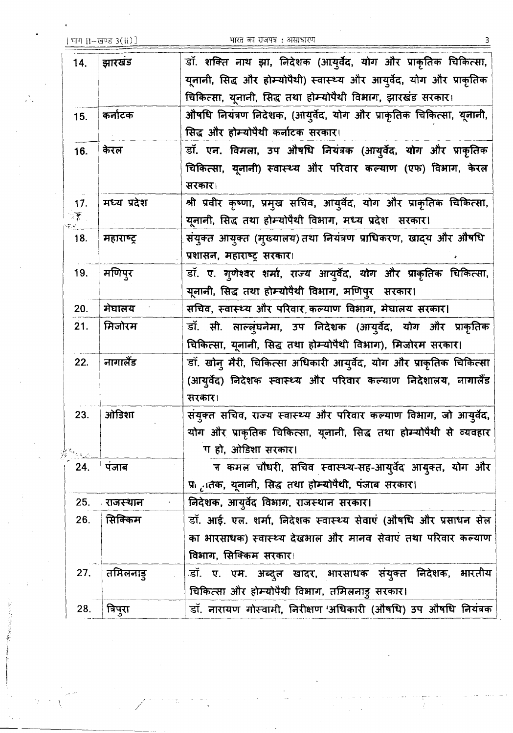| | | |
|---|---|---|
| 14. | झारखंड | डॉ. शक्ति नाथ झा, निदेशक (आयुर्वेद, योग और प्राकृतिक चिकित्सा, यूनानी, सिद्ध और होम्योपैथी) स्वास्थ्य और आयुर्वेद, योग और प्राकृतिक चिकित्सा, यूनानी, सिद्ध तथा होम्योपैथी विभाग, झारखंड सरकार। |
| 15. | कर्नाटक | औषधि नियंत्रण निदेशक, (आयुर्वेद, योग और प्राकृतिक चिकित्सा, यूनानी, सिद्ध और होम्योपैथी कर्नाटक सरकार। |
| 16. | केरल | डॉ. एन. विमला, उप औषधि नियंत्रक (आयुर्वेद, योग और प्राकृतिक चिकित्सा, यूनानी) स्वास्थ्य और परिवार कल्याण (एफ) विभाग, केरल सरकार। |
| 17. | मध्य प्रदेश | श्री प्रवीर कृष्णा, प्रमुख सचिव, आयुर्वेद, योग और प्राकृतिक चिकित्सा, यूनानी, सिद्ध तथा होम्योपैथी विभाग, मध्य प्रदेश सरकार। |
| 18. | महाराष्ट्र | संयुक्त आयुक्त (मुख्यालय) तथा नियंत्रण प्राधिकरण, खादय और औषधि प्रशासन, महाराष्ट्र सरकार। |
| 19. | मणिपुर | डॉ. ए. गुणेश्वर शर्मा, राज्य आयुर्वेद, योग और प्राकृतिक चिकित्सा, यूनानी, सिद्ध तथा होम्योपैथी विभाग, मणिपुर सरकार। |
| 20. | मेघालय | सचिव, स्वास्थ्य और परिवार कल्याण विभाग, मेघालय सरकार। |
| 21. | मिजोरम | डॉ. सी. लाल्लुंघनेमा, उप निदेशक (आयुर्वेद, योग और प्राकृतिक चिकित्सा, यूनानी, सिद्ध तथा होम्योपैथी विभाग), मिजोरम सरकार। |
| 22. | नागालैंड | डॉ. खोनु मैरी, चिकित्सा अधिकारी आयुर्वेद, योग और प्राकृतिक चिकित्सा (आयुर्वेद) निदेशक स्वास्थ्य और परिवार कल्याण निदेशालय, नागालैंड सरकार। |
| 23. | ओडिशा | संयुक्त सचिव, राज्य स्वास्थ्य और परिवार कल्याण विभाग, जो आयुर्वेद, योग और प्राकृतिक चिकित्सा, यूनानी, सिद्ध तथा होम्योपैथी से व्यवहार ग हो, ओडिशा सरकार। |
| 24. | पंजाब | न कमल चौधरी, सचिव स्वास्थ्य-सह-आयुर्वेद आयुक्त, योग और प्र...तक, यूनानी, सिद्ध तथा होम्योपैथी, पंजाब सरकार। |
| 25. | राजस्थान | निदेशक, आयुर्वेद विभाग, राजस्थान सरकार। |
| 26. | सिक्किम | डॉ. आई. एल. शर्मा, निदेशक स्वास्थ्य सेवाएं (औषधि और प्रसाधन सेल का भारसाधक) स्वास्थ्य देखभाल और मानव सेवाएं तथा परिवार कल्याण विभाग, सिक्किम सरकार। |
| 27. | तमिलनाडु | डॉ. ए. एम. अब्दुल खादर, भारसाधक संयुक्त निदेशक, भारतीय चिकित्सा और होम्योपैथी विभाग, तमिलनाडु सरकार। |
| 28. | त्रिपुरा | डॉ. नारायण गोस्वामी, निरीक्षण 'अधिकारी (औषधि) उप औषधि नियंत्रक |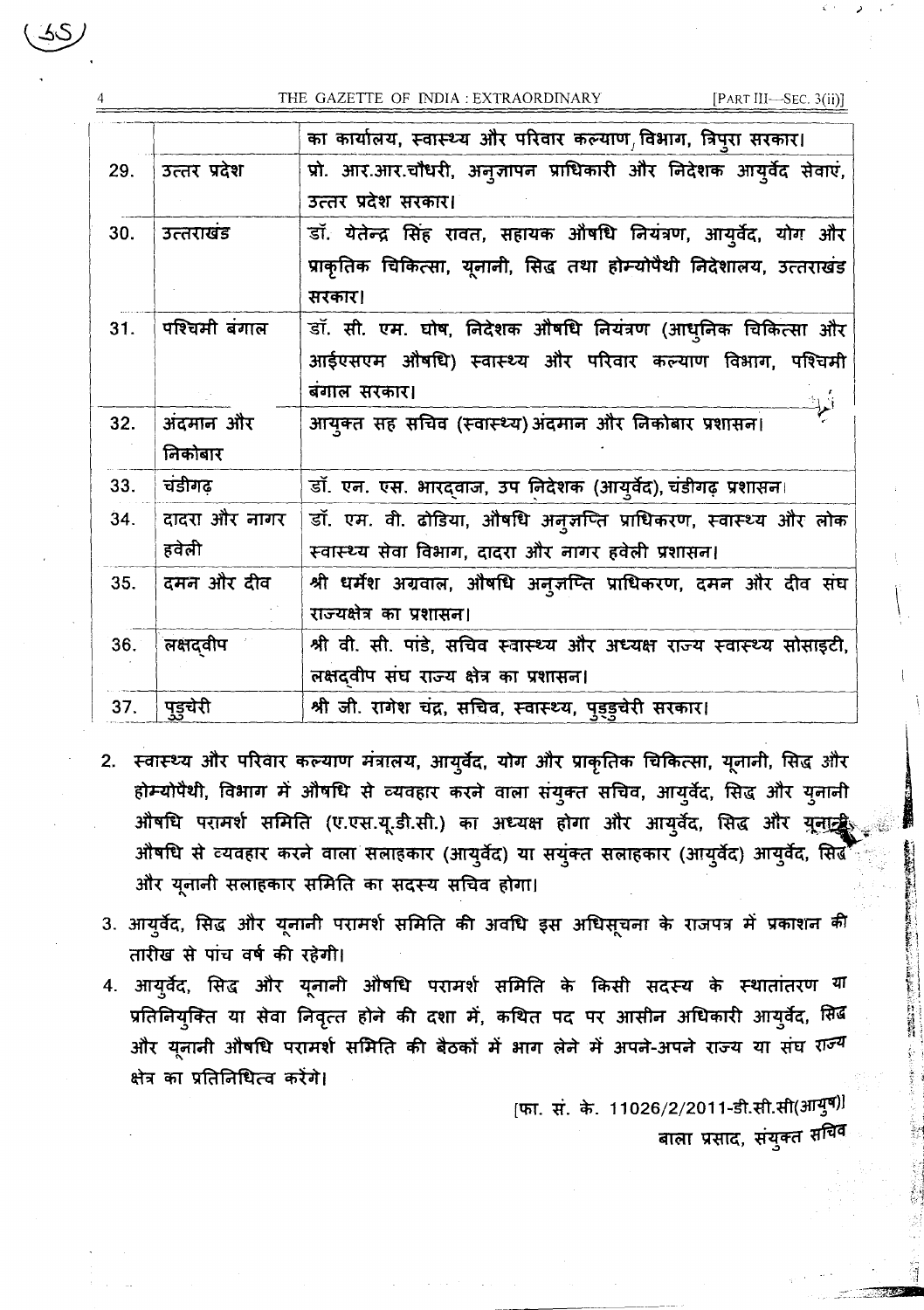| | | |
|---|---|---|
| | | का कार्यालय, स्वास्थ्य और परिवार कल्याण विभाग, त्रिपुरा सरकार। |
| 29. | उत्तर प्रदेश | प्रो. आर.आर.चौधरी, अनुज्ञापन प्राधिकारी और निदेशक आयुर्वेद सेवाएं, उत्तर प्रदेश सरकार। |
| 30. | उत्तराखंड | डॉ. येतेन्द्र सिंह रावत, सहायक औषधि नियंत्रण, आयुर्वेद, योग और प्राकृतिक चिकित्सा, यूनानी, सिद्ध तथा होम्योपैथी निदेशालय, उत्तराखंड सरकार। |
| 31. | पश्चिमी बंगाल | डॉ. सी. एम. घोष, निदेशक औषधि नियंत्रण (आधुनिक चिकित्सा और आईएसएम औषधि) स्वास्थ्य और परिवार कल्याण विभाग, पश्चिमी बंगाल सरकार। |
| 32. | अंदमान और निकोबार | आयुक्त सह सचिव (स्वास्थ्य) अंदमान और निकोबार प्रशासन। |
| 33. | चंडीगढ़ | डॉ. एन. एस. भारद्वाज, उप निदेशक (आयुर्वेद), चंडीगढ़ प्रशासन। |
| 34. | दादरा और नागर हवेली | डॉ. एम. वी. ढोडिया, औषधि अनुज्ञप्ति प्राधिकरण, स्वास्थ्य और लोक स्वास्थ्य सेवा विभाग, दादरा और नागर हवेली प्रशासन। |
| 35. | दमन और दीव | श्री धर्मेश अग्रवाल, औषधि अनुज्ञप्ति प्राधिकरण, दमन और दीव संघ राज्यक्षेत्र का प्रशासन। |
| 36. | लक्षद्वीप | श्री वी. सी. पांडे, सचिव स्वास्थ्य और अध्यक्ष राज्य स्वास्थ्य सोसाइटी, लक्षद्वीप संघ राज्य क्षेत्र का प्रशासन। |
| 37. | पुडुचेरी | श्री जी. रागेश चंद्र, सचिव, स्वास्थ्य, पुडुचेरी सरकार। |

2. स्वास्थ्य और परिवार कल्याण मंत्रालय, आयुर्वेद, योग और प्राकृतिक चिकित्सा, यूनानी, सिद्ध और होम्योपैथी, विभाग में औषधि से व्यवहार करने वाला संयुक्त सचिव, आयुर्वेद, सिद्ध और युनानी औषधि परामर्श समिति (ए.एस.यू.डी.सी.) का अध्यक्ष होगा और आयुर्वेद, सिद्ध और यूनानी औषधि से व्यवहार करने वाला सलाहकार (आयुर्वेद) या सयुंक्त सलाहकार (आयुर्वेद) आयुर्वेद, सिद्ध और यूनानी सलाहकार समिति का सदस्य सचिव होगा।

3. आयुर्वेद, सिद्ध और यूनानी परामर्श समिति की अवधि इस अधिसूचना के राजपत्र में प्रकाशन की तारीख से पांच वर्ष की रहेगी।

4. आयुर्वेद, सिद्ध और यूनानी औषधि परामर्श समिति के किसी सदस्य के स्थातांतरण या प्रतिनियुक्ति या सेवा निवृत्त होने की दशा में, कथित पद पर आसीन अधिकारी आयुर्वेद, सिद्ध और यूनानी औषधि परामर्श समिति की बैठकों में भाग लेने में अपने-अपने राज्य या संघ राज्य क्षेत्र का प्रतिनिधित्व करेंगे।

[फा. सं. के. 11026/2/2011-डी.सी.सी(आयुष)]

बाला प्रसाद, संयुक्त सचिव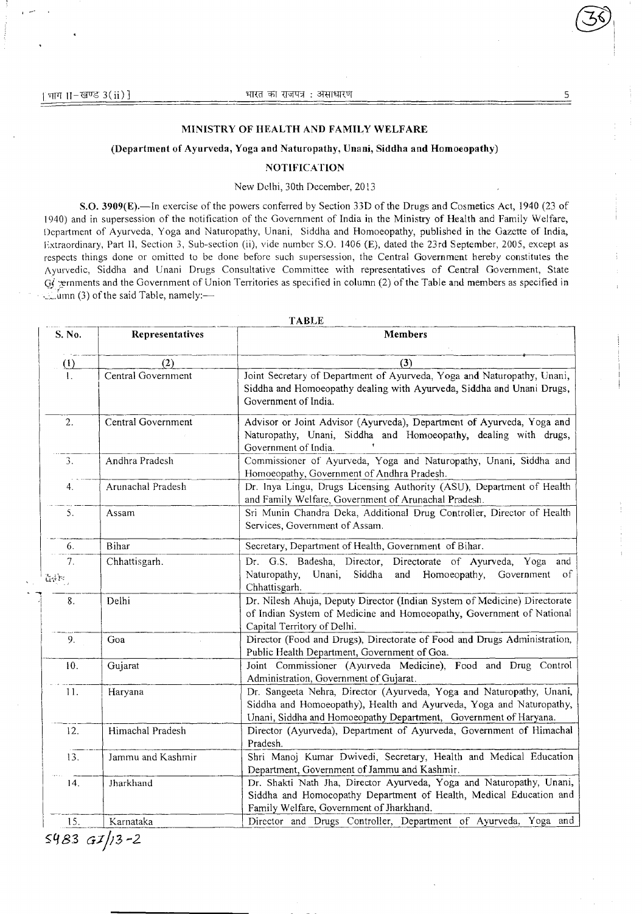## MINISTRY OF HEALTH AND FAMILY WELFARE

### (Department of Ayurveda, Yoga and Naturopathy, Unani, Siddha and Homoeopathy)

### NOTIFICATION

New Delhi, 30th December, 2013

**S.O. 3909(E).**—In exercise of the powers conferred by Section 33D of the Drugs and Cosmetics Act, 1940 (23 of 1940) and in supersession of the notification of the Government of India in the Ministry of Health and Family Welfare, Department of Ayurveda, Yoga and Naturopathy, Unani, Siddha and Homoeopathy, published in the Gazette of India, Extraordinary, Part II, Section 3, Sub-section (ii), vide number S.O. 1406 (E), dated the 23rd September, 2005, except as respects things done or omitted to be done before such supersession, the Central Government hereby constitutes the Ayurvedic, Siddha and Unani Drugs Consultative Committee with representatives of Central Government, State Governments and the Government of Union Territories as specified in column (2) of the Table and members as specified in column (3) of the said Table, namely:—

**TABLE**

| S. No. | Representatives | Members |
|---|---|---|
| (1) | (2) | (3) |
| 1. | Central Government | Joint Secretary of Department of Ayurveda, Yoga and Naturopathy, Unani, Siddha and Homoeopathy dealing with Ayurveda, Siddha and Unani Drugs, Government of India. |
| 2. | Central Government | Advisor or Joint Advisor (Ayurveda), Department of Ayurveda, Yoga and Naturopathy, Unani, Siddha and Homoeopathy, dealing with drugs, Government of India. |
| 3. | Andhra Pradesh | Commissioner of Ayurveda, Yoga and Naturopathy, Unani, Siddha and Homoeopathy, Government of Andhra Pradesh. |
| 4. | Arunachal Pradesh | Dr. Inya Lingu, Drugs Licensing Authority (ASU), Department of Health and Family Welfare, Government of Arunachal Pradesh. |
| 5. | Assam | Sri Munin Chandra Deka, Additional Drug Controller, Director of Health Services, Government of Assam. |
| 6. | Bihar | Secretary, Department of Health, Government of Bihar. |
| 7. | Chhattisgarh. | Dr. G.S. Badesha, Director, Directorate of Ayurveda, Yoga and Naturopathy, Unani, Siddha and Homoeopathy, Government of Chhattisgarh. |
| 8. | Delhi | Dr. Nilesh Ahuja, Deputy Director (Indian System of Medicine) Directorate of Indian System of Medicine and Homoeopathy, Government of National Capital Territory of Delhi. |
| 9. | Goa | Director (Food and Drugs), Directorate of Food and Drugs Administration, Public Health Department, Government of Goa. |
| 10. | Gujarat | Joint Commissioner (Ayurveda Medicine), Food and Drug Control Administration, Government of Gujarat. |
| 11. | Haryana | Dr. Sangeeta Nehra, Director (Ayurveda, Yoga and Naturopathy, Unani, Siddha and Homoeopathy), Health and Ayurveda, Yoga and Naturopathy, Unani, Siddha and Homoeopathy Department, Government of Haryana. |
| 12. | Himachal Pradesh | Director (Ayurveda), Department of Ayurveda, Government of Himachal Pradesh. |
| 13. | Jammu and Kashmir | Shri Manoj Kumar Dwivedi, Secretary, Health and Medical Education Department, Government of Jammu and Kashmir. |
| 14. | Jharkhand | Dr. Shakti Nath Jha, Director Ayurveda, Yoga and Naturopathy, Unani, Siddha and Homoeopathy Department of Health, Medical Education and Family Welfare, Government of Jharkhand. |
| 15. | Karnataka | Director and Drugs Controller, Department of Ayurveda, Yoga and |

5483 GI/13-2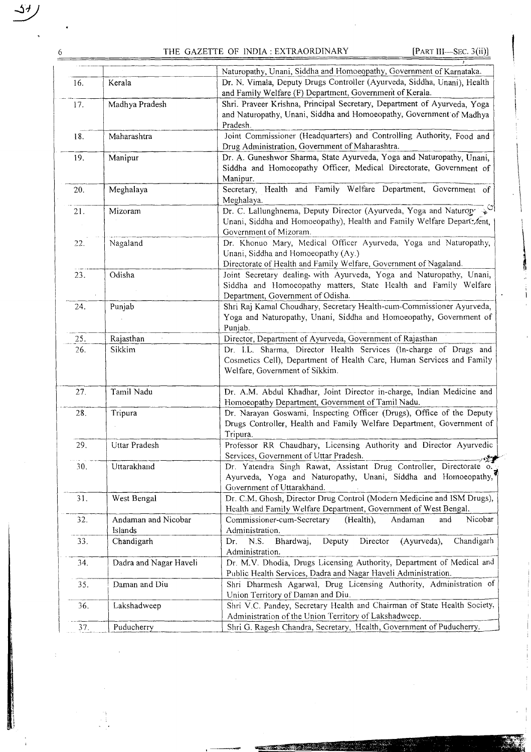| | | |
|---|---|---|
| | | Naturopathy, Unani, Siddha and Homoeopathy, Government of Karnataka. |
| 16. | Kerala | Dr. N. Vimala, Deputy Drugs Controller (Ayurveda, Siddha, Unani), Health and Family Welfare (F) Department, Government of Kerala. |
| 17. | Madhya Pradesh | Shri. Praveer Krishna, Principal Secretary, Department of Ayurveda, Yoga and Naturopathy, Unani, Siddha and Homoeopathy, Government of Madhya Pradesh. |
| 18. | Maharashtra | Joint Commissioner (Headquarters) and Controlling Authority, Food and Drug Administration, Government of Maharashtra. |
| 19. | Manipur | Dr. A. Guneshwor Sharma, State Ayurveda, Yoga and Naturopathy, Unani, Siddha and Homoeopathy Officer, Medical Directorate, Government of Manipur. |
| 20. | Meghalaya | Secretary, Health and Family Welfare Department, Government of Meghalaya. |
| 21. | Mizoram | Dr. C. Lallunghnema, Deputy Director (Ayurveda, Yoga and Naturopathy, Unani, Siddha and Homoeopathy), Health and Family Welfare Department, Government of Mizoram. |
| 22. | Nagaland | Dr. Khonuo Mary, Medical Officer Ayurveda, Yoga and Naturopathy, Unani, Siddha and Homoeopathy (Ay.) Directorate of Health and Family Welfare, Government of Nagaland. |
| 23. | Odisha | Joint Secretary dealing with Ayurveda, Yoga and Naturopathy, Unani, Siddha and Homoeopathy matters, State Health and Family Welfare Department, Government of Odisha. |
| 24. | Punjab | Shri Raj Kamal Choudhary, Secretary Health-cum-Commissioner Ayurveda, Yoga and Naturopathy, Unani, Siddha and Homoeopathy, Government of Punjab. |
| 25. | Rajasthan | Director, Department of Ayurveda, Government of Rajasthan |
| 26. | Sikkim | Dr. I.L. Sharma, Director Health Services (In-charge of Drugs and Cosmetics Cell), Department of Health Care, Human Services and Family Welfare, Government of Sikkim. |
| 27. | Tamil Nadu | Dr. A.M. Abdul Khadhar, Joint Director in-charge, Indian Medicine and Homoeopathy Department, Government of Tamil Nadu. |
| 28. | Tripura | Dr. Narayan Goswami, Inspecting Officer (Drugs), Office of the Deputy Drugs Controller, Health and Family Welfare Department, Government of Tripura. |
| 29. | Uttar Pradesh | Professor RR Chaudhary, Licensing Authority and Director Ayurvedic Services, Government of Uttar Pradesh. |
| 30. | Uttarakhand | Dr. Yatendra Singh Rawat, Assistant Drug Controller, Directorate of Ayurveda, Yoga and Naturopathy, Unani, Siddha and Homoeopathy, Government of Uttarakhand. |
| 31. | West Bengal | Dr. C.M. Ghosh, Director Drug Control (Modern Medicine and ISM Drugs), Health and Family Welfare Department, Government of West Bengal. |
| 32. | Andaman and Nicobar Islands | Commissioner-cum-Secretary (Health), Andaman and Nicobar Administration. |
| 33. | Chandigarh | Dr. N.S. Bhardwaj, Deputy Director (Ayurveda), Chandigarh Administration. |
| 34. | Dadra and Nagar Haveli | Dr. M.V. Dhodia, Drugs Licensing Authority, Department of Medical and Public Health Services, Dadra and Nagar Haveli Administration. |
| 35. | Daman and Diu | Shri Dharmesh Agarwal, Drug Licensing Authority, Administration of Union Territory of Daman and Diu. |
| 36. | Lakshadweep | Shri V.C. Pandey, Secretary Health and Chairman of State Health Society, Administration of the Union Territory of Lakshadweep. |
| 37. | Puducherry | Shri G. Ragesh Chandra, Secretary, Health, Government of Puducherry. |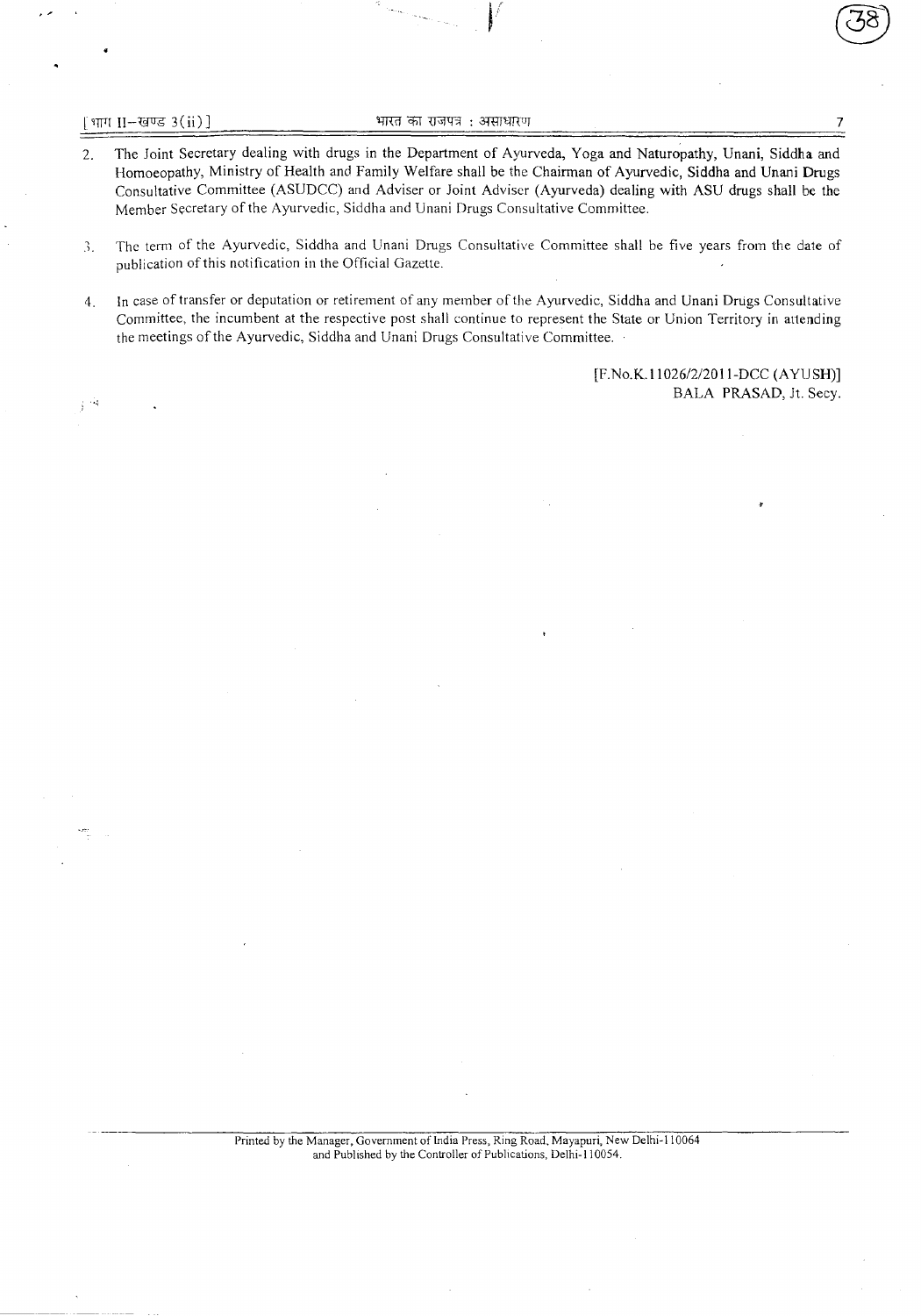2. The Joint Secretary dealing with drugs in the Department of Ayurveda, Yoga and Naturopathy, Unani, Siddha and Homoeopathy, Ministry of Health and Family Welfare shall be the Chairman of Ayurvedic, Siddha and Unani Drugs Consultative Committee (ASUDCC) and Adviser or Joint Adviser (Ayurveda) dealing with ASU drugs shall be the Member Secretary of the Ayurvedic, Siddha and Unani Drugs Consultative Committee.

3. The term of the Ayurvedic, Siddha and Unani Drugs Consultative Committee shall be five years from the date of publication of this notification in the Official Gazette.

4. In case of transfer or deputation or retirement of any member of the Ayurvedic, Siddha and Unani Drugs Consultative Committee, the incumbent at the respective post shall continue to represent the State or Union Territory in attending the meetings of the Ayurvedic, Siddha and Unani Drugs Consultative Committee.

[F.No.K.11026/2/2011-DCC (AYUSH)]
BALA PRASAD, Jt. Secy.

Printed by the Manager, Government of India Press, Ring Road, Mayapuri, New Delhi-110064
and Published by the Controller of Publications, Delhi-110054.